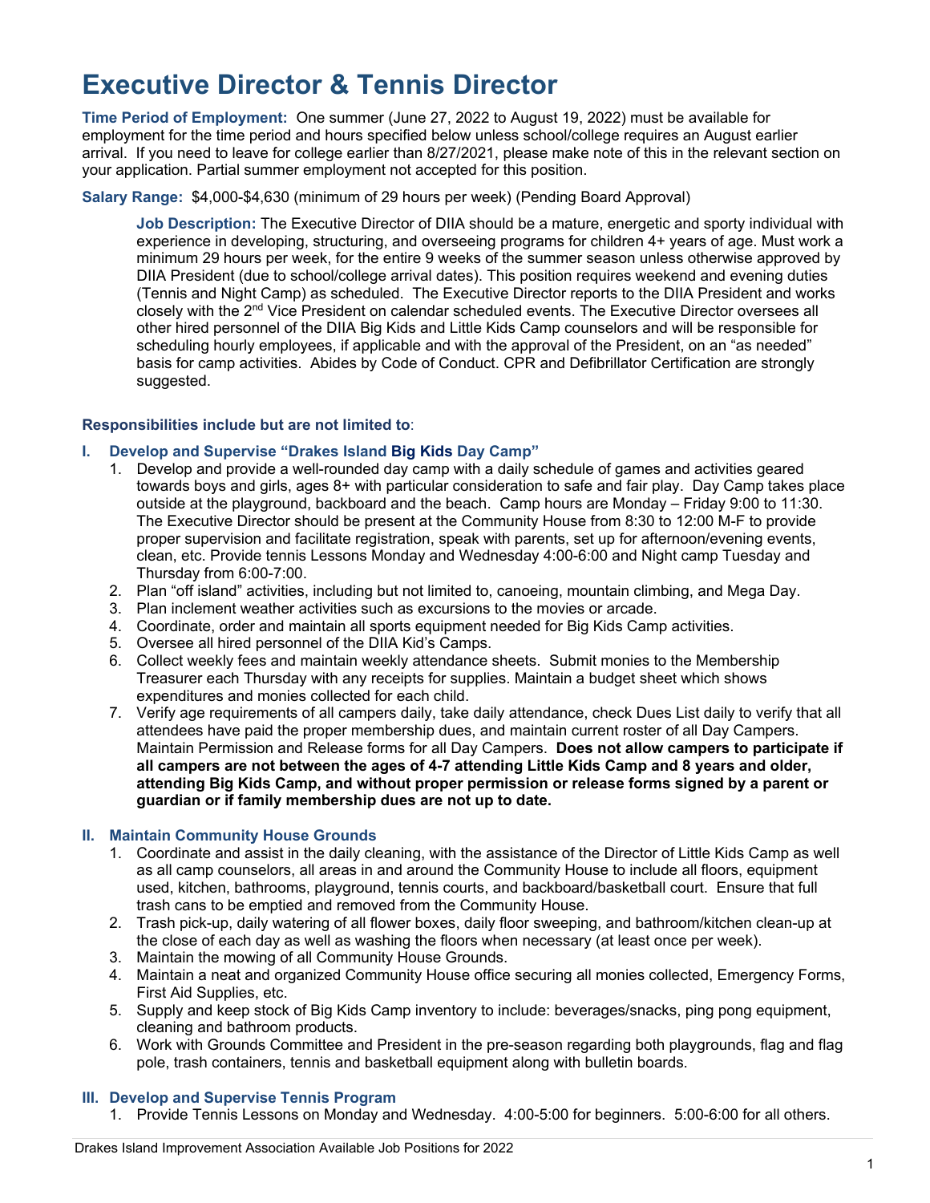# Executive Director & Tennis Director

**Time Period of Employment:** One summer (June 27, 2022 to August 19, 2022) must be available for employment for the time period and hours specified below unless school/college requires an August earlier arrival. If you need to leave for college earlier than 8/27/2021, please make note of this in the relevant section on your application. Partial summer employment not accepted for this position.

**Salary Range:** $4,000-$4,630 (minimum of 29 hours per week) (Pending Board Approval)

> **Job Description:** The Executive Director of DIIA should be a mature, energetic and sporty individual with experience in developing, structuring, and overseeing programs for children 4+ years of age. Must work a minimum 29 hours per week, for the entire 9 weeks of the summer season unless otherwise approved by DIIA President (due to school/college arrival dates). This position requires weekend and evening duties (Tennis and Night Camp) as scheduled. The Executive Director reports to the DIIA President and works closely with the 2nd Vice President on calendar scheduled events. The Executive Director oversees all other hired personnel of the DIIA Big Kids and Little Kids Camp counselors and will be responsible for scheduling hourly employees, if applicable and with the approval of the President, on an "as needed" basis for camp activities. Abides by Code of Conduct. CPR and Defibrillator Certification are strongly suggested.

**Responsibilities include but are not limited to**:

## I. Develop and Supervise "Drakes Island Big Kids Day Camp"

1. Develop and provide a well-rounded day camp with a daily schedule of games and activities geared towards boys and girls, ages 8+ with particular consideration to safe and fair play. Day Camp takes place outside at the playground, backboard and the beach. Camp hours are Monday – Friday 9:00 to 11:30. The Executive Director should be present at the Community House from 8:30 to 12:00 M-F to provide proper supervision and facilitate registration, speak with parents, set up for afternoon/evening events, clean, etc. Provide tennis Lessons Monday and Wednesday 4:00-6:00 and Night camp Tuesday and Thursday from 6:00-7:00.
2. Plan "off island" activities, including but not limited to, canoeing, mountain climbing, and Mega Day.
3. Plan inclement weather activities such as excursions to the movies or arcade.
4. Coordinate, order and maintain all sports equipment needed for Big Kids Camp activities.
5. Oversee all hired personnel of the DIIA Kid's Camps.
6. Collect weekly fees and maintain weekly attendance sheets. Submit monies to the Membership Treasurer each Thursday with any receipts for supplies. Maintain a budget sheet which shows expenditures and monies collected for each child.
7. Verify age requirements of all campers daily, take daily attendance, check Dues List daily to verify that all attendees have paid the proper membership dues, and maintain current roster of all Day Campers. Maintain Permission and Release forms for all Day Campers. **Does not allow campers to participate if all campers are not between the ages of 4-7 attending Little Kids Camp and 8 years and older, attending Big Kids Camp, and without proper permission or release forms signed by a parent or guardian or if family membership dues are not up to date.**

## II. Maintain Community House Grounds

1. Coordinate and assist in the daily cleaning, with the assistance of the Director of Little Kids Camp as well as all camp counselors, all areas in and around the Community House to include all floors, equipment used, kitchen, bathrooms, playground, tennis courts, and backboard/basketball court. Ensure that full trash cans to be emptied and removed from the Community House.
2. Trash pick-up, daily watering of all flower boxes, daily floor sweeping, and bathroom/kitchen clean-up at the close of each day as well as washing the floors when necessary (at least once per week).
3. Maintain the mowing of all Community House Grounds.
4. Maintain a neat and organized Community House office securing all monies collected, Emergency Forms, First Aid Supplies, etc.
5. Supply and keep stock of Big Kids Camp inventory to include: beverages/snacks, ping pong equipment, cleaning and bathroom products.
6. Work with Grounds Committee and President in the pre-season regarding both playgrounds, flag and flag pole, trash containers, tennis and basketball equipment along with bulletin boards.

## III. Develop and Supervise Tennis Program

1. Provide Tennis Lessons on Monday and Wednesday. 4:00-5:00 for beginners. 5:00-6:00 for all others.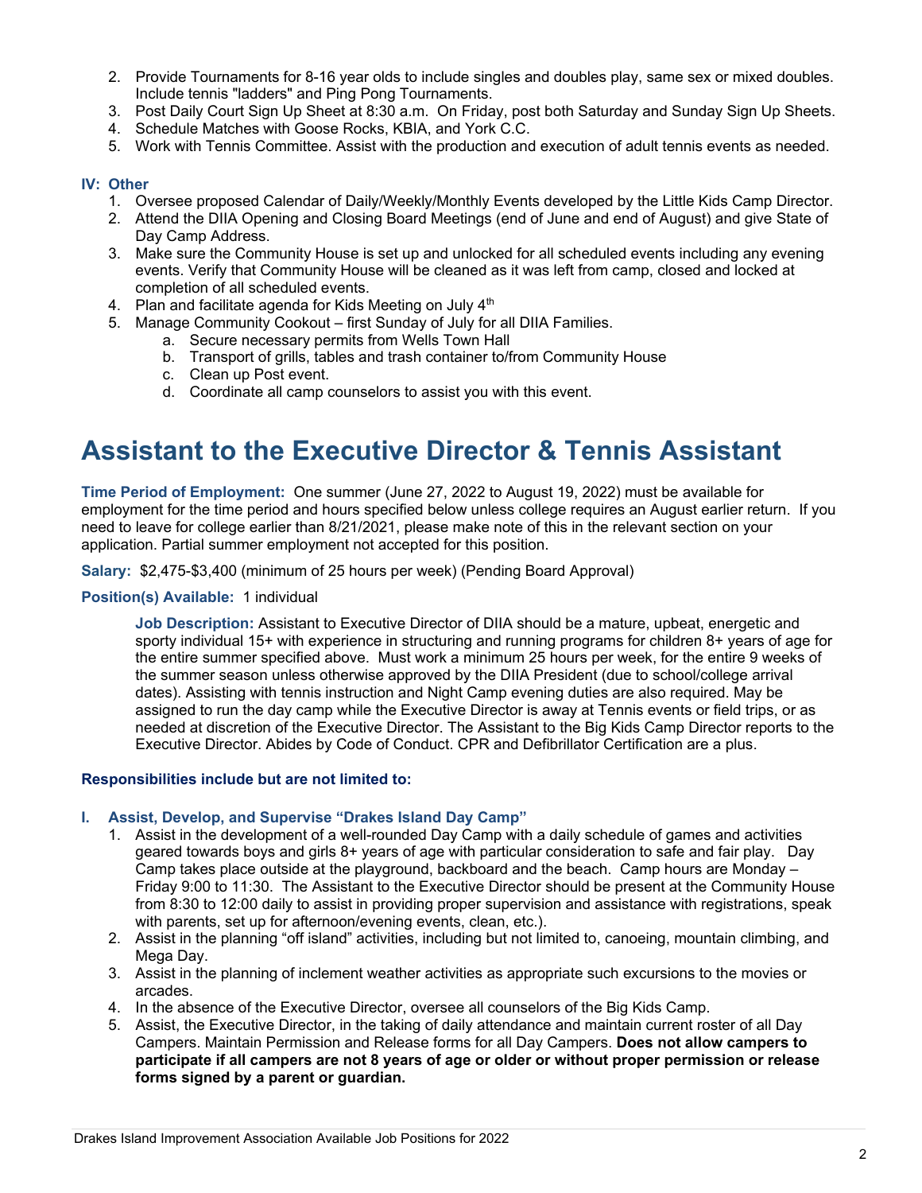2. Provide Tournaments for 8-16 year olds to include singles and doubles play, same sex or mixed doubles. Include tennis "ladders" and Ping Pong Tournaments.
3. Post Daily Court Sign Up Sheet at 8:30 a.m. On Friday, post both Saturday and Sunday Sign Up Sheets.
4. Schedule Matches with Goose Rocks, KBIA, and York C.C.
5. Work with Tennis Committee. Assist with the production and execution of adult tennis events as needed.

**IV: Other**

1. Oversee proposed Calendar of Daily/Weekly/Monthly Events developed by the Little Kids Camp Director.
2. Attend the DIIA Opening and Closing Board Meetings (end of June and end of August) and give State of Day Camp Address.
3. Make sure the Community House is set up and unlocked for all scheduled events including any evening events. Verify that Community House will be cleaned as it was left from camp, closed and locked at completion of all scheduled events.
4. Plan and facilitate agenda for Kids Meeting on July 4th
5. Manage Community Cookout – first Sunday of July for all DIIA Families.
    a. Secure necessary permits from Wells Town Hall
    b. Transport of grills, tables and trash container to/from Community House
    c. Clean up Post event.
    d. Coordinate all camp counselors to assist you with this event.

# Assistant to the Executive Director & Tennis Assistant

**Time Period of Employment:** One summer (June 27, 2022 to August 19, 2022) must be available for employment for the time period and hours specified below unless college requires an August earlier return. If you need to leave for college earlier than 8/21/2021, please make note of this in the relevant section on your application. Partial summer employment not accepted for this position.

**Salary:** $2,475-$3,400 (minimum of 25 hours per week) (Pending Board Approval)

**Position(s) Available:** 1 individual

> **Job Description:** Assistant to Executive Director of DIIA should be a mature, upbeat, energetic and sporty individual 15+ with experience in structuring and running programs for children 8+ years of age for the entire summer specified above. Must work a minimum 25 hours per week, for the entire 9 weeks of the summer season unless otherwise approved by the DIIA President (due to school/college arrival dates). Assisting with tennis instruction and Night Camp evening duties are also required. May be assigned to run the day camp while the Executive Director is away at Tennis events or field trips, or as needed at discretion of the Executive Director. The Assistant to the Big Kids Camp Director reports to the Executive Director. Abides by Code of Conduct. CPR and Defibrillator Certification are a plus.

**Responsibilities include but are not limited to:**

**I. Assist, Develop, and Supervise "Drakes Island Day Camp"**

1. Assist in the development of a well-rounded Day Camp with a daily schedule of games and activities geared towards boys and girls 8+ years of age with particular consideration to safe and fair play. Day Camp takes place outside at the playground, backboard and the beach. Camp hours are Monday – Friday 9:00 to 11:30. The Assistant to the Executive Director should be present at the Community House from 8:30 to 12:00 daily to assist in providing proper supervision and assistance with registrations, speak with parents, set up for afternoon/evening events, clean, etc.).
2. Assist in the planning "off island" activities, including but not limited to, canoeing, mountain climbing, and Mega Day.
3. Assist in the planning of inclement weather activities as appropriate such excursions to the movies or arcades.
4. In the absence of the Executive Director, oversee all counselors of the Big Kids Camp.
5. Assist, the Executive Director, in the taking of daily attendance and maintain current roster of all Day Campers. Maintain Permission and Release forms for all Day Campers. **Does not allow campers to participate if all campers are not 8 years of age or older or without proper permission or release forms signed by a parent or guardian.**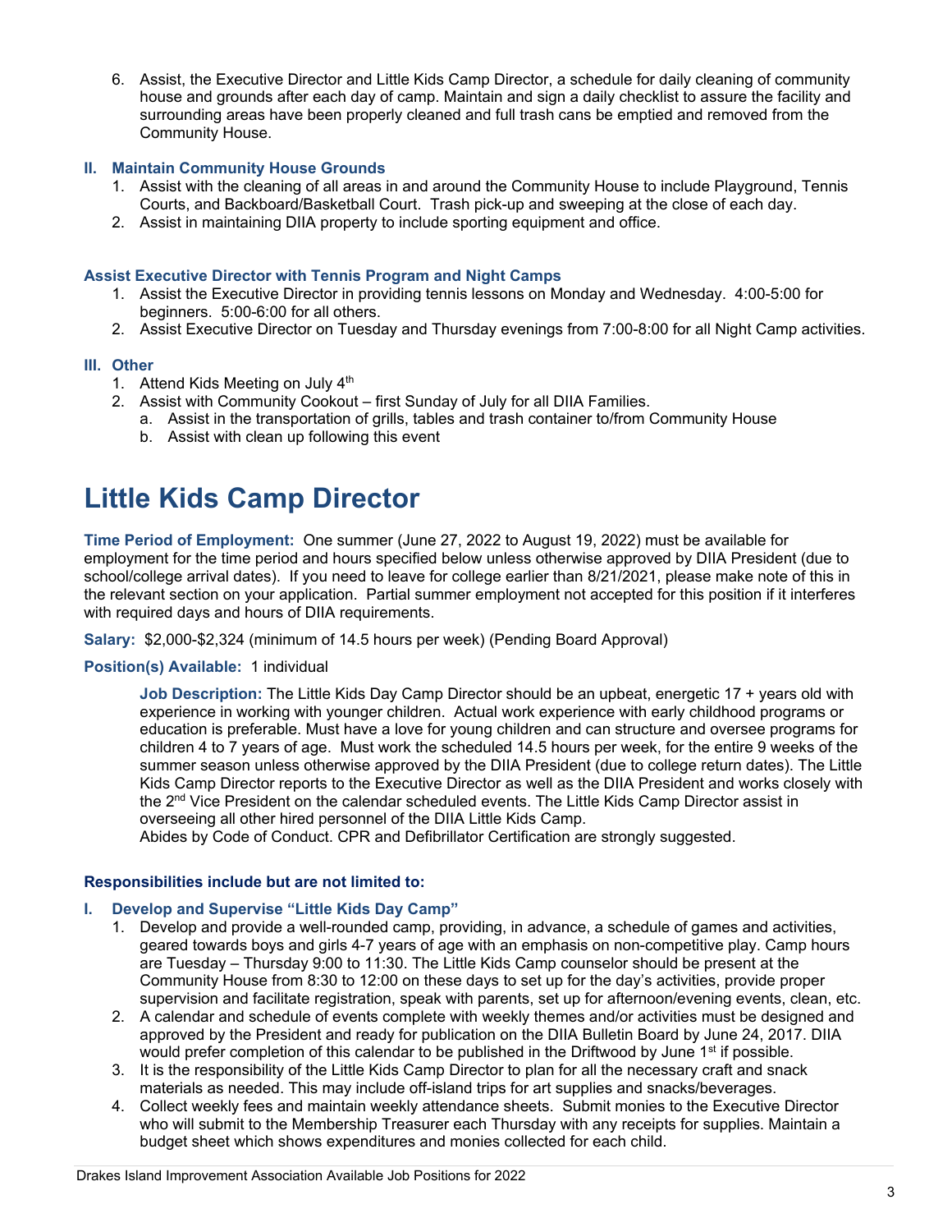6. Assist, the Executive Director and Little Kids Camp Director, a schedule for daily cleaning of community house and grounds after each day of camp. Maintain and sign a daily checklist to assure the facility and surrounding areas have been properly cleaned and full trash cans be emptied and removed from the Community House.

### II. Maintain Community House Grounds

1. Assist with the cleaning of all areas in and around the Community House to include Playground, Tennis Courts, and Backboard/Basketball Court. Trash pick-up and sweeping at the close of each day.
2. Assist in maintaining DIIA property to include sporting equipment and office.

### Assist Executive Director with Tennis Program and Night Camps

1. Assist the Executive Director in providing tennis lessons on Monday and Wednesday. 4:00-5:00 for beginners. 5:00-6:00 for all others.
2. Assist Executive Director on Tuesday and Thursday evenings from 7:00-8:00 for all Night Camp activities.

### III. Other

1. Attend Kids Meeting on July 4th
2. Assist with Community Cookout – first Sunday of July for all DIIA Families.
   a. Assist in the transportation of grills, tables and trash container to/from Community House
   b. Assist with clean up following this event

# Little Kids Camp Director

**Time Period of Employment:** One summer (June 27, 2022 to August 19, 2022) must be available for employment for the time period and hours specified below unless otherwise approved by DIIA President (due to school/college arrival dates). If you need to leave for college earlier than 8/21/2021, please make note of this in the relevant section on your application. Partial summer employment not accepted for this position if it interferes with required days and hours of DIIA requirements.

**Salary:** $2,000-$2,324 (minimum of 14.5 hours per week) (Pending Board Approval)

**Position(s) Available:** 1 individual

**Job Description:** The Little Kids Day Camp Director should be an upbeat, energetic 17 + years old with experience in working with younger children. Actual work experience with early childhood programs or education is preferable. Must have a love for young children and can structure and oversee programs for children 4 to 7 years of age. Must work the scheduled 14.5 hours per week, for the entire 9 weeks of the summer season unless otherwise approved by the DIIA President (due to college return dates). The Little Kids Camp Director reports to the Executive Director as well as the DIIA President and works closely with the 2nd Vice President on the calendar scheduled events. The Little Kids Camp Director assist in overseeing all other hired personnel of the DIIA Little Kids Camp.
Abides by Code of Conduct. CPR and Defibrillator Certification are strongly suggested.

**Responsibilities include but are not limited to:**

### I. Develop and Supervise "Little Kids Day Camp"

1. Develop and provide a well-rounded camp, providing, in advance, a schedule of games and activities, geared towards boys and girls 4-7 years of age with an emphasis on non-competitive play. Camp hours are Tuesday – Thursday 9:00 to 11:30. The Little Kids Camp counselor should be present at the Community House from 8:30 to 12:00 on these days to set up for the day's activities, provide proper supervision and facilitate registration, speak with parents, set up for afternoon/evening events, clean, etc.
2. A calendar and schedule of events complete with weekly themes and/or activities must be designed and approved by the President and ready for publication on the DIIA Bulletin Board by June 24, 2017. DIIA would prefer completion of this calendar to be published in the Driftwood by June 1st if possible.
3. It is the responsibility of the Little Kids Camp Director to plan for all the necessary craft and snack materials as needed. This may include off-island trips for art supplies and snacks/beverages.
4. Collect weekly fees and maintain weekly attendance sheets. Submit monies to the Executive Director who will submit to the Membership Treasurer each Thursday with any receipts for supplies. Maintain a budget sheet which shows expenditures and monies collected for each child.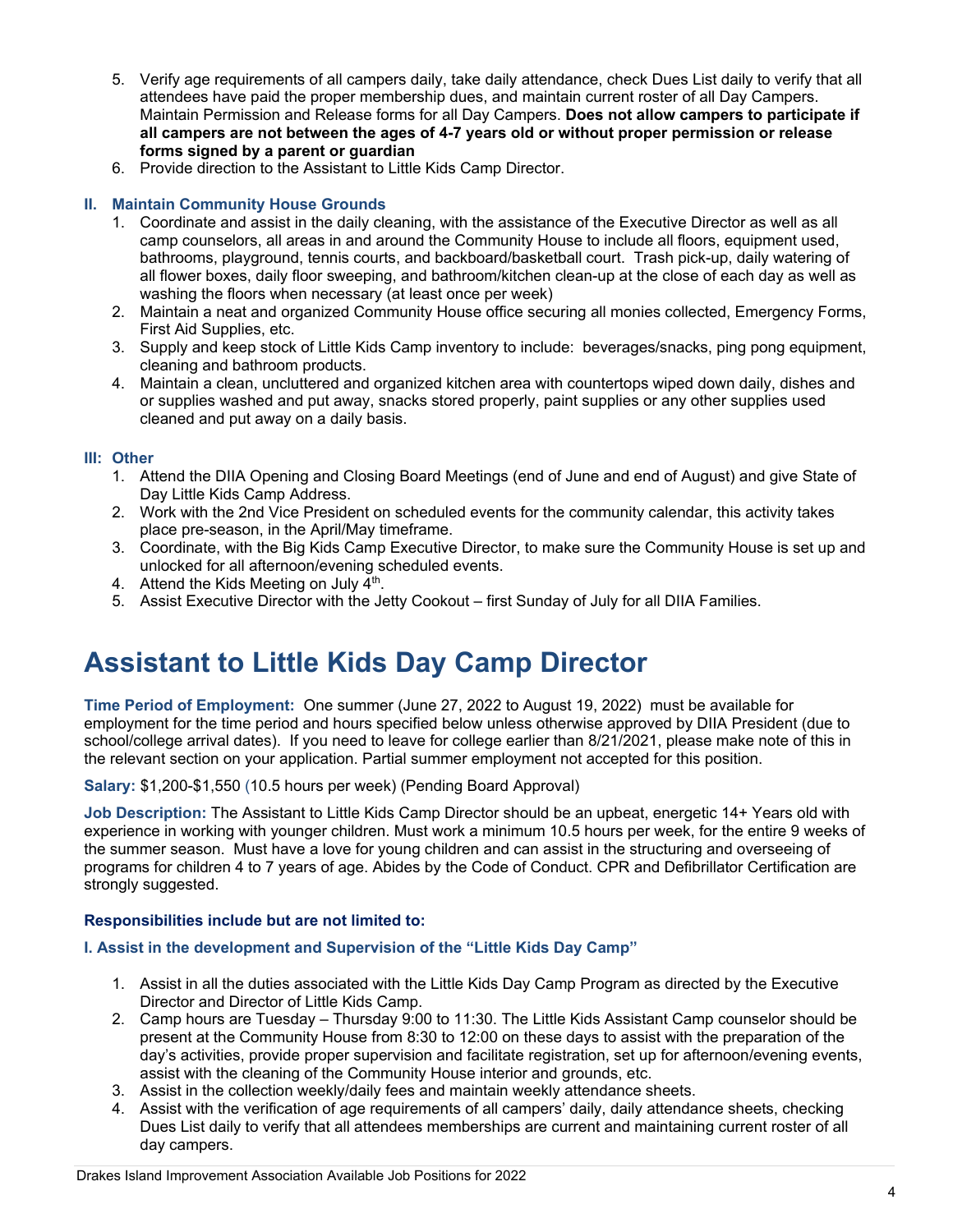5. Verify age requirements of all campers daily, take daily attendance, check Dues List daily to verify that all attendees have paid the proper membership dues, and maintain current roster of all Day Campers. Maintain Permission and Release forms for all Day Campers. **Does not allow campers to participate if all campers are not between the ages of 4-7 years old or without proper permission or release forms signed by a parent or guardian**
6. Provide direction to the Assistant to Little Kids Camp Director.

### II. Maintain Community House Grounds

1. Coordinate and assist in the daily cleaning, with the assistance of the Executive Director as well as all camp counselors, all areas in and around the Community House to include all floors, equipment used, bathrooms, playground, tennis courts, and backboard/basketball court. Trash pick-up, daily watering of all flower boxes, daily floor sweeping, and bathroom/kitchen clean-up at the close of each day as well as washing the floors when necessary (at least once per week)
2. Maintain a neat and organized Community House office securing all monies collected, Emergency Forms, First Aid Supplies, etc.
3. Supply and keep stock of Little Kids Camp inventory to include: beverages/snacks, ping pong equipment, cleaning and bathroom products.
4. Maintain a clean, uncluttered and organized kitchen area with countertops wiped down daily, dishes and or supplies washed and put away, snacks stored properly, paint supplies or any other supplies used cleaned and put away on a daily basis.

### III: Other

1. Attend the DIIA Opening and Closing Board Meetings (end of June and end of August) and give State of Day Little Kids Camp Address.
2. Work with the 2nd Vice President on scheduled events for the community calendar, this activity takes place pre-season, in the April/May timeframe.
3. Coordinate, with the Big Kids Camp Executive Director, to make sure the Community House is set up and unlocked for all afternoon/evening scheduled events.
4. Attend the Kids Meeting on July 4th.
5. Assist Executive Director with the Jetty Cookout – first Sunday of July for all DIIA Families.

# Assistant to Little Kids Day Camp Director

**Time Period of Employment:** One summer (June 27, 2022 to August 19, 2022) must be available for employment for the time period and hours specified below unless otherwise approved by DIIA President (due to school/college arrival dates). If you need to leave for college earlier than 8/21/2021, please make note of this in the relevant section on your application. Partial summer employment not accepted for this position.

**Salary:** $1,200-$1,550 (10.5 hours per week) (Pending Board Approval)

**Job Description:** The Assistant to Little Kids Camp Director should be an upbeat, energetic 14+ Years old with experience in working with younger children. Must work a minimum 10.5 hours per week, for the entire 9 weeks of the summer season. Must have a love for young children and can assist in the structuring and overseeing of programs for children 4 to 7 years of age. Abides by the Code of Conduct. CPR and Defibrillator Certification are strongly suggested.

**Responsibilities include but are not limited to:**

### I. Assist in the development and Supervision of the "Little Kids Day Camp"

1. Assist in all the duties associated with the Little Kids Day Camp Program as directed by the Executive Director and Director of Little Kids Camp.
2. Camp hours are Tuesday – Thursday 9:00 to 11:30. The Little Kids Assistant Camp counselor should be present at the Community House from 8:30 to 12:00 on these days to assist with the preparation of the day's activities, provide proper supervision and facilitate registration, set up for afternoon/evening events, assist with the cleaning of the Community House interior and grounds, etc.
3. Assist in the collection weekly/daily fees and maintain weekly attendance sheets.
4. Assist with the verification of age requirements of all campers' daily, daily attendance sheets, checking Dues List daily to verify that all attendees memberships are current and maintaining current roster of all day campers.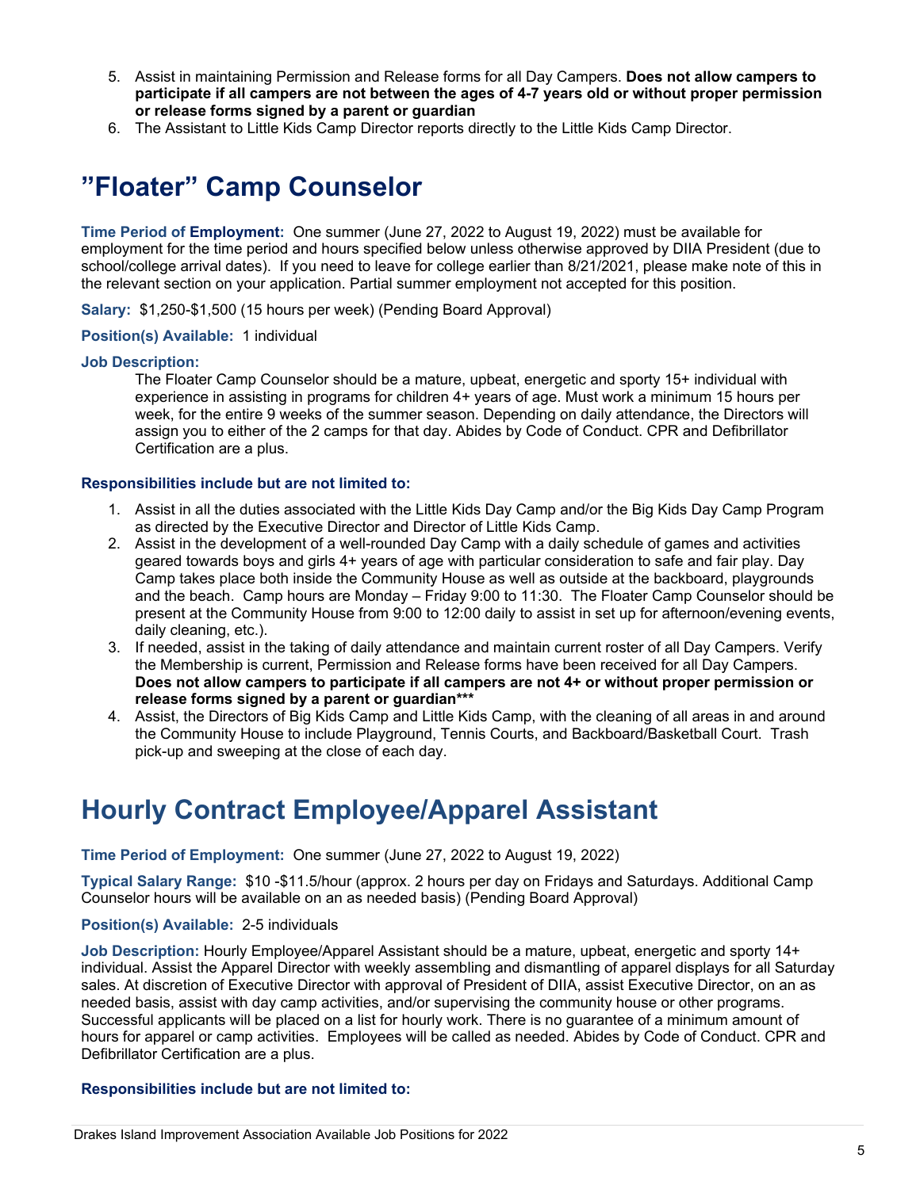5. Assist in maintaining Permission and Release forms for all Day Campers. **Does not allow campers to participate if all campers are not between the ages of 4-7 years old or without proper permission or release forms signed by a parent or guardian**
6. The Assistant to Little Kids Camp Director reports directly to the Little Kids Camp Director.

# "Floater" Camp Counselor

**Time Period of Employment:** One summer (June 27, 2022 to August 19, 2022) must be available for employment for the time period and hours specified below unless otherwise approved by DIIA President (due to school/college arrival dates). If you need to leave for college earlier than 8/21/2021, please make note of this in the relevant section on your application. Partial summer employment not accepted for this position.

**Salary:** $1,250-$1,500 (15 hours per week) (Pending Board Approval)

**Position(s) Available:** 1 individual

**Job Description:**

The Floater Camp Counselor should be a mature, upbeat, energetic and sporty 15+ individual with experience in assisting in programs for children 4+ years of age. Must work a minimum 15 hours per week, for the entire 9 weeks of the summer season. Depending on daily attendance, the Directors will assign you to either of the 2 camps for that day. Abides by Code of Conduct. CPR and Defibrillator Certification are a plus.

**Responsibilities include but are not limited to:**

1. Assist in all the duties associated with the Little Kids Day Camp and/or the Big Kids Day Camp Program as directed by the Executive Director and Director of Little Kids Camp.
2. Assist in the development of a well-rounded Day Camp with a daily schedule of games and activities geared towards boys and girls 4+ years of age with particular consideration to safe and fair play. Day Camp takes place both inside the Community House as well as outside at the backboard, playgrounds and the beach. Camp hours are Monday – Friday 9:00 to 11:30. The Floater Camp Counselor should be present at the Community House from 9:00 to 12:00 daily to assist in set up for afternoon/evening events, daily cleaning, etc.).
3. If needed, assist in the taking of daily attendance and maintain current roster of all Day Campers. Verify the Membership is current, Permission and Release forms have been received for all Day Campers. **Does not allow campers to participate if all campers are not 4+ or without proper permission or release forms signed by a parent or guardian*****
4. Assist, the Directors of Big Kids Camp and Little Kids Camp, with the cleaning of all areas in and around the Community House to include Playground, Tennis Courts, and Backboard/Basketball Court. Trash pick-up and sweeping at the close of each day.

# Hourly Contract Employee/Apparel Assistant

**Time Period of Employment:** One summer (June 27, 2022 to August 19, 2022)

**Typical Salary Range:** $10 -$11.5/hour (approx. 2 hours per day on Fridays and Saturdays. Additional Camp Counselor hours will be available on an as needed basis) (Pending Board Approval)

**Position(s) Available:** 2-5 individuals

**Job Description:** Hourly Employee/Apparel Assistant should be a mature, upbeat, energetic and sporty 14+ individual. Assist the Apparel Director with weekly assembling and dismantling of apparel displays for all Saturday sales. At discretion of Executive Director with approval of President of DIIA, assist Executive Director, on an as needed basis, assist with day camp activities, and/or supervising the community house or other programs. Successful applicants will be placed on a list for hourly work. There is no guarantee of a minimum amount of hours for apparel or camp activities. Employees will be called as needed. Abides by Code of Conduct. CPR and Defibrillator Certification are a plus.

**Responsibilities include but are not limited to:**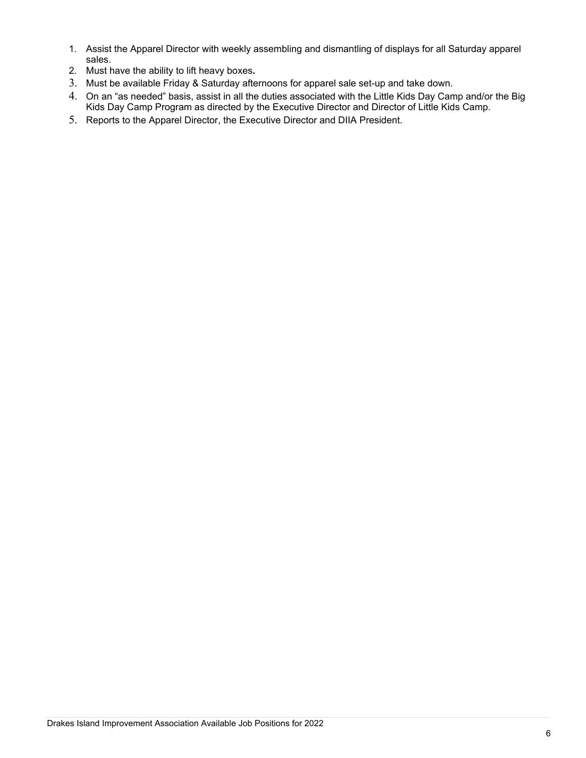1. Assist the Apparel Director with weekly assembling and dismantling of displays for all Saturday apparel sales.
2. Must have the ability to lift heavy boxes**.**
3. Must be available Friday & Saturday afternoons for apparel sale set-up and take down.
4. On an “as needed” basis, assist in all the duties associated with the Little Kids Day Camp and/or the Big Kids Day Camp Program as directed by the Executive Director and Director of Little Kids Camp.
5. Reports to the Apparel Director, the Executive Director and DIIA President.